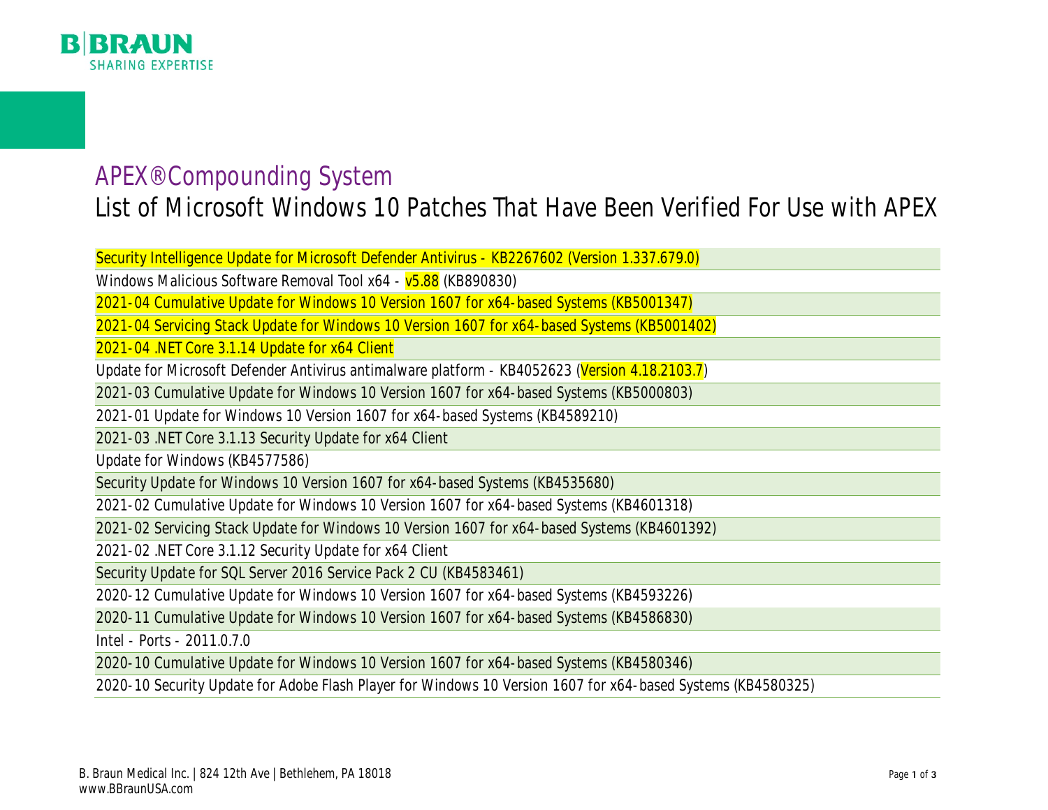# APEX® Compounding System

## List of Microsoft Windows 10 Patches That Have Been Verified For Use with APEX

| |
|---|
| Security Intelligence Update for Microsoft Defender Antivirus - KB2267602 (Version 1.337.679.0) |
| Windows Malicious Software Removal Tool x64 - v5.88 (KB890830) |
| 2021-04 Cumulative Update for Windows 10 Version 1607 for x64-based Systems (KB5001347) |
| 2021-04 Servicing Stack Update for Windows 10 Version 1607 for x64-based Systems (KB5001402) |
| 2021-04 .NET Core 3.1.14 Update for x64 Client |
| Update for Microsoft Defender Antivirus antimalware platform - KB4052623 (Version 4.18.2103.7) |
| 2021-03 Cumulative Update for Windows 10 Version 1607 for x64-based Systems (KB5000803) |
| 2021-01 Update for Windows 10 Version 1607 for x64-based Systems (KB4589210) |
| 2021-03 .NET Core 3.1.13 Security Update for x64 Client |
| Update for Windows (KB4577586) |
| Security Update for Windows 10 Version 1607 for x64-based Systems (KB4535680) |
| 2021-02 Cumulative Update for Windows 10 Version 1607 for x64-based Systems (KB4601318) |
| 2021-02 Servicing Stack Update for Windows 10 Version 1607 for x64-based Systems (KB4601392) |
| 2021-02 .NET Core 3.1.12 Security Update for x64 Client |
| Security Update for SQL Server 2016 Service Pack 2 CU (KB4583461) |
| 2020-12 Cumulative Update for Windows 10 Version 1607 for x64-based Systems (KB4593226) |
| 2020-11 Cumulative Update for Windows 10 Version 1607 for x64-based Systems (KB4586830) |
| Intel - Ports - 2011.0.7.0 |
| 2020-10 Cumulative Update for Windows 10 Version 1607 for x64-based Systems (KB4580346) |
| 2020-10 Security Update for Adobe Flash Player for Windows 10 Version 1607 for x64-based Systems (KB4580325) |

B. Braun Medical Inc. | 824 12th Ave | Bethlehem, PA 18018
www.BBraunUSA.com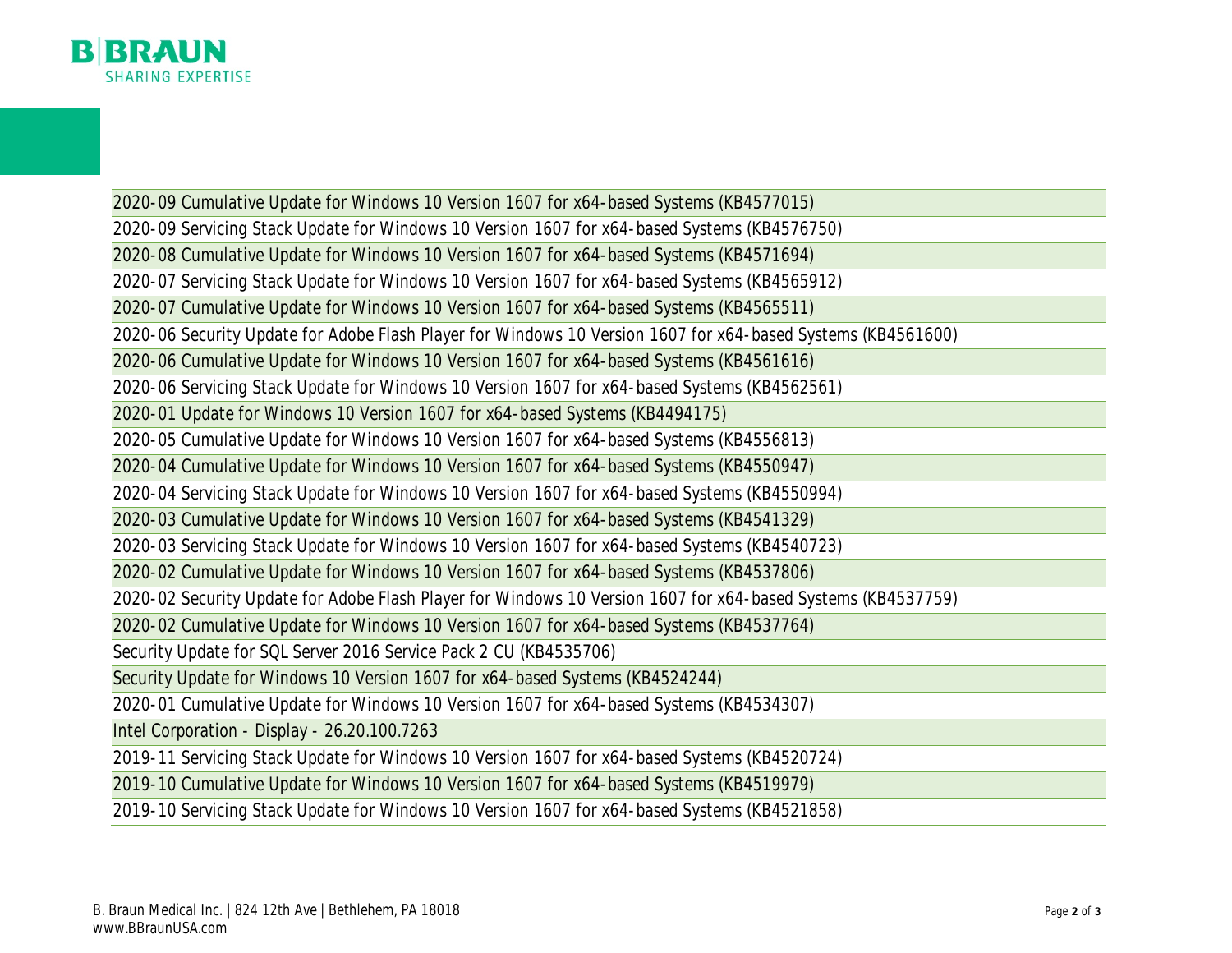| |
|---|
| 2020-09 Cumulative Update for Windows 10 Version 1607 for x64-based Systems (KB4577015) |
| 2020-09 Servicing Stack Update for Windows 10 Version 1607 for x64-based Systems (KB4576750) |
| 2020-08 Cumulative Update for Windows 10 Version 1607 for x64-based Systems (KB4571694) |
| 2020-07 Servicing Stack Update for Windows 10 Version 1607 for x64-based Systems (KB4565912) |
| 2020-07 Cumulative Update for Windows 10 Version 1607 for x64-based Systems (KB4565511) |
| 2020-06 Security Update for Adobe Flash Player for Windows 10 Version 1607 for x64-based Systems (KB4561600) |
| 2020-06 Cumulative Update for Windows 10 Version 1607 for x64-based Systems (KB4561616) |
| 2020-06 Servicing Stack Update for Windows 10 Version 1607 for x64-based Systems (KB4562561) |
| 2020-01 Update for Windows 10 Version 1607 for x64-based Systems (KB4494175) |
| 2020-05 Cumulative Update for Windows 10 Version 1607 for x64-based Systems (KB4556813) |
| 2020-04 Cumulative Update for Windows 10 Version 1607 for x64-based Systems (KB4550947) |
| 2020-04 Servicing Stack Update for Windows 10 Version 1607 for x64-based Systems (KB4550994) |
| 2020-03 Cumulative Update for Windows 10 Version 1607 for x64-based Systems (KB4541329) |
| 2020-03 Servicing Stack Update for Windows 10 Version 1607 for x64-based Systems (KB4540723) |
| 2020-02 Cumulative Update for Windows 10 Version 1607 for x64-based Systems (KB4537806) |
| 2020-02 Security Update for Adobe Flash Player for Windows 10 Version 1607 for x64-based Systems (KB4537759) |
| 2020-02 Cumulative Update for Windows 10 Version 1607 for x64-based Systems (KB4537764) |
| Security Update for SQL Server 2016 Service Pack 2 CU (KB4535706) |
| Security Update for Windows 10 Version 1607 for x64-based Systems (KB4524244) |
| 2020-01 Cumulative Update for Windows 10 Version 1607 for x64-based Systems (KB4534307) |
| Intel Corporation - Display - 26.20.100.7263 |
| 2019-11 Servicing Stack Update for Windows 10 Version 1607 for x64-based Systems (KB4520724) |
| 2019-10 Cumulative Update for Windows 10 Version 1607 for x64-based Systems (KB4519979) |
| 2019-10 Servicing Stack Update for Windows 10 Version 1607 for x64-based Systems (KB4521858) |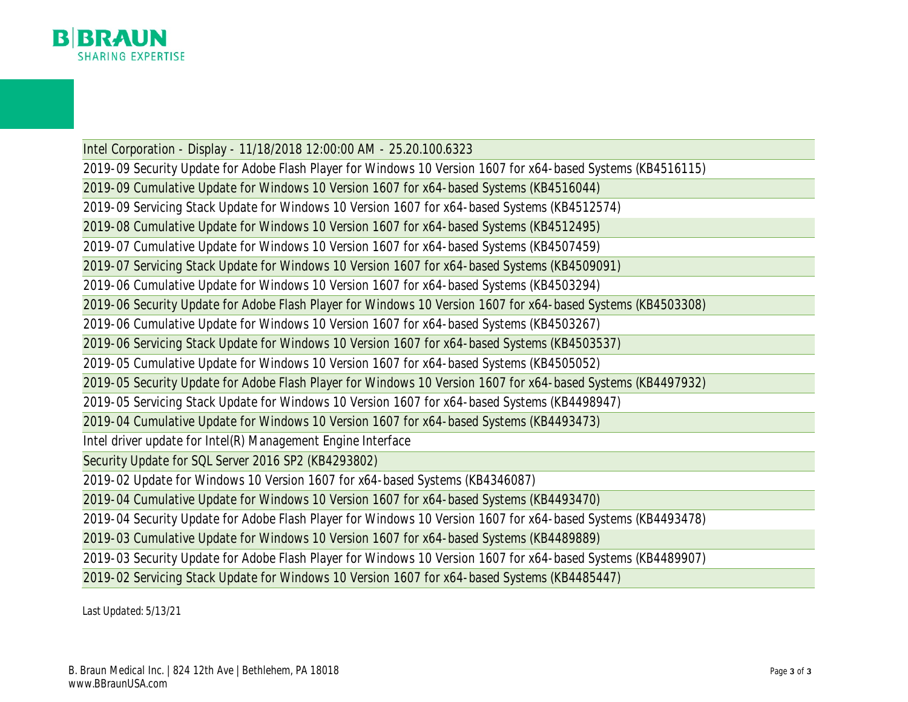| |
|---|
| Intel Corporation - Display - 11/18/2018 12:00:00 AM - 25.20.100.6323 |
| 2019-09 Security Update for Adobe Flash Player for Windows 10 Version 1607 for x64-based Systems (KB4516115) |
| 2019-09 Cumulative Update for Windows 10 Version 1607 for x64-based Systems (KB4516044) |
| 2019-09 Servicing Stack Update for Windows 10 Version 1607 for x64-based Systems (KB4512574) |
| 2019-08 Cumulative Update for Windows 10 Version 1607 for x64-based Systems (KB4512495) |
| 2019-07 Cumulative Update for Windows 10 Version 1607 for x64-based Systems (KB4507459) |
| 2019-07 Servicing Stack Update for Windows 10 Version 1607 for x64-based Systems (KB4509091) |
| 2019-06 Cumulative Update for Windows 10 Version 1607 for x64-based Systems (KB4503294) |
| 2019-06 Security Update for Adobe Flash Player for Windows 10 Version 1607 for x64-based Systems (KB4503308) |
| 2019-06 Cumulative Update for Windows 10 Version 1607 for x64-based Systems (KB4503267) |
| 2019-06 Servicing Stack Update for Windows 10 Version 1607 for x64-based Systems (KB4503537) |
| 2019-05 Cumulative Update for Windows 10 Version 1607 for x64-based Systems (KB4505052) |
| 2019-05 Security Update for Adobe Flash Player for Windows 10 Version 1607 for x64-based Systems (KB4497932) |
| 2019-05 Servicing Stack Update for Windows 10 Version 1607 for x64-based Systems (KB4498947) |
| 2019-04 Cumulative Update for Windows 10 Version 1607 for x64-based Systems (KB4493473) |
| Intel driver update for Intel(R) Management Engine Interface |
| Security Update for SQL Server 2016 SP2 (KB4293802) |
| 2019-02 Update for Windows 10 Version 1607 for x64-based Systems (KB4346087) |
| 2019-04 Cumulative Update for Windows 10 Version 1607 for x64-based Systems (KB4493470) |
| 2019-04 Security Update for Adobe Flash Player for Windows 10 Version 1607 for x64-based Systems (KB4493478) |
| 2019-03 Cumulative Update for Windows 10 Version 1607 for x64-based Systems (KB4489889) |
| 2019-03 Security Update for Adobe Flash Player for Windows 10 Version 1607 for x64-based Systems (KB4489907) |
| 2019-02 Servicing Stack Update for Windows 10 Version 1607 for x64-based Systems (KB4485447) |

Last Updated: 5/13/21

B. Braun Medical Inc. | 824 12th Ave | Bethlehem, PA 18018
www.BBraunUSA.com